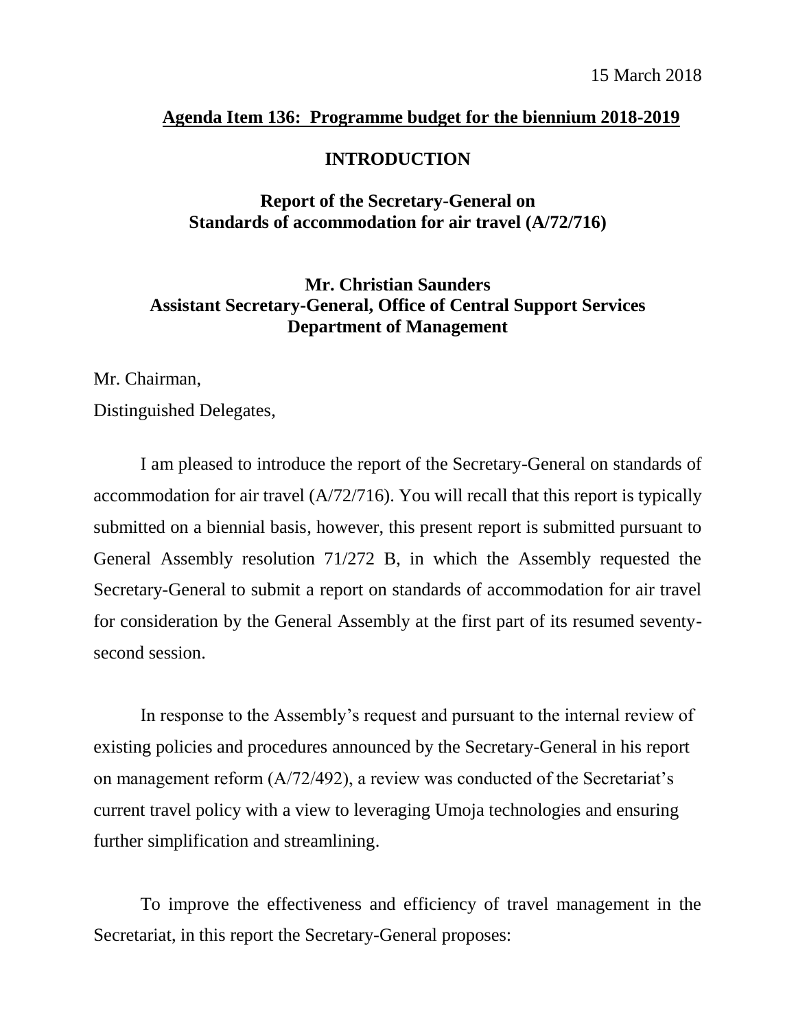15 March 2018

**Agenda Item 136: Programme budget for the biennium 2018-2019**

**INTRODUCTION**

**Report of the Secretary-General on Standards of accommodation for air travel (A/72/716)**

**Mr. Christian Saunders**
**Assistant Secretary-General, Office of Central Support Services**
**Department of Management**

Mr. Chairman,

Distinguished Delegates,

I am pleased to introduce the report of the Secretary-General on standards of accommodation for air travel (A/72/716). You will recall that this report is typically submitted on a biennial basis, however, this present report is submitted pursuant to General Assembly resolution 71/272 B, in which the Assembly requested the Secretary-General to submit a report on standards of accommodation for air travel for consideration by the General Assembly at the first part of its resumed seventy-second session.

In response to the Assembly's request and pursuant to the internal review of existing policies and procedures announced by the Secretary-General in his report on management reform (A/72/492), a review was conducted of the Secretariat's current travel policy with a view to leveraging Umoja technologies and ensuring further simplification and streamlining.

To improve the effectiveness and efficiency of travel management in the Secretariat, in this report the Secretary-General proposes: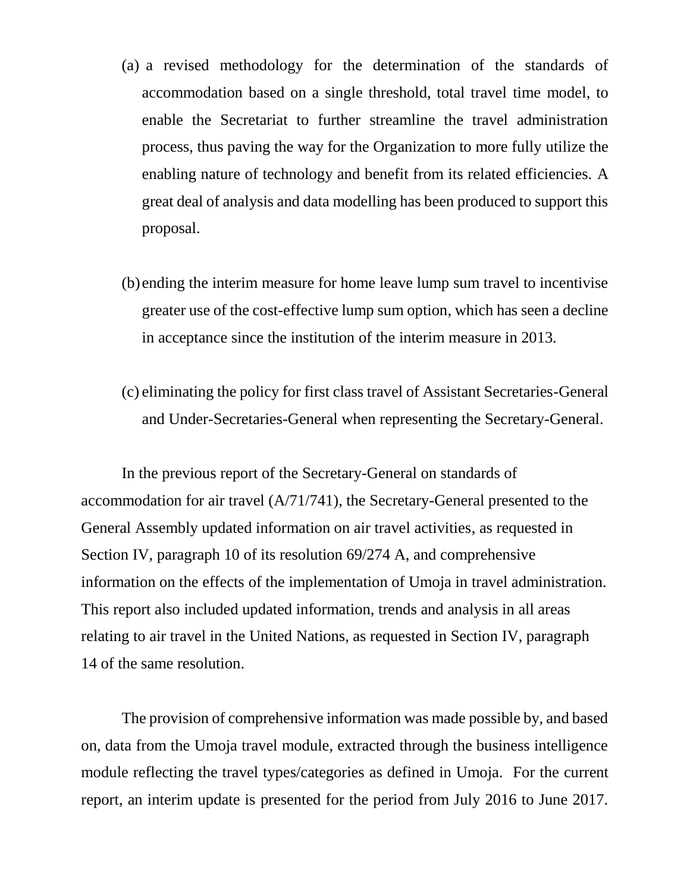(a) a revised methodology for the determination of the standards of accommodation based on a single threshold, total travel time model, to enable the Secretariat to further streamline the travel administration process, thus paving the way for the Organization to more fully utilize the enabling nature of technology and benefit from its related efficiencies. A great deal of analysis and data modelling has been produced to support this proposal.

(b) ending the interim measure for home leave lump sum travel to incentivise greater use of the cost-effective lump sum option, which has seen a decline in acceptance since the institution of the interim measure in 2013.

(c) eliminating the policy for first class travel of Assistant Secretaries-General and Under-Secretaries-General when representing the Secretary-General.

In the previous report of the Secretary-General on standards of accommodation for air travel (A/71/741), the Secretary-General presented to the General Assembly updated information on air travel activities, as requested in Section IV, paragraph 10 of its resolution 69/274 A, and comprehensive information on the effects of the implementation of Umoja in travel administration. This report also included updated information, trends and analysis in all areas relating to air travel in the United Nations, as requested in Section IV, paragraph 14 of the same resolution.

The provision of comprehensive information was made possible by, and based on, data from the Umoja travel module, extracted through the business intelligence module reflecting the travel types/categories as defined in Umoja. For the current report, an interim update is presented for the period from July 2016 to June 2017.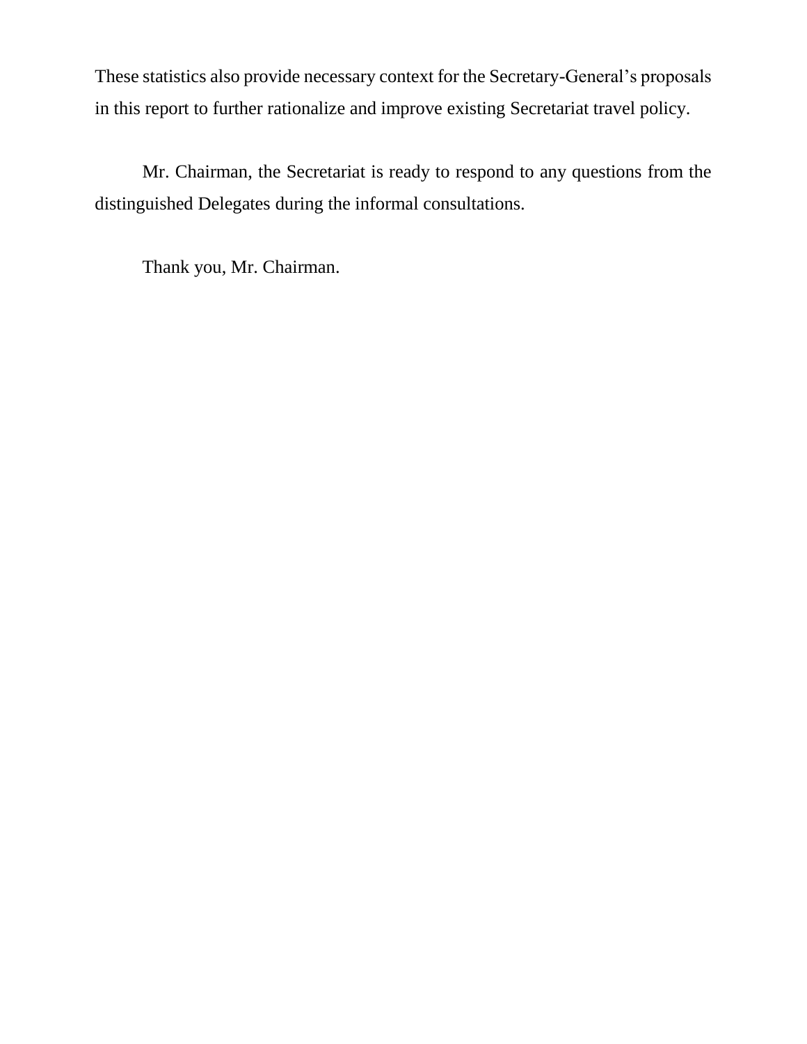These statistics also provide necessary context for the Secretary-General's proposals in this report to further rationalize and improve existing Secretariat travel policy.

Mr. Chairman, the Secretariat is ready to respond to any questions from the distinguished Delegates during the informal consultations.

Thank you, Mr. Chairman.